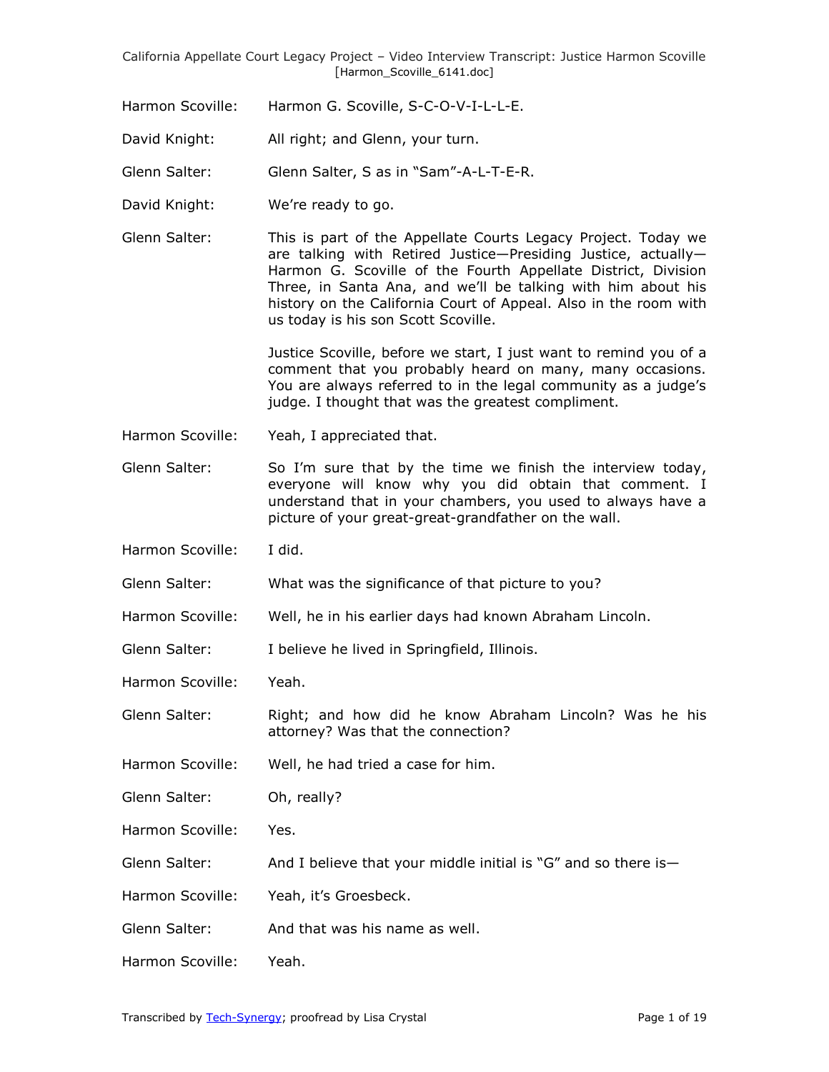Harmon Scoville: Harmon G. Scoville, S-C-O-V-I-L-L-E.

David Knight: All right; and Glenn, your turn.

Glenn Salter: Glenn Salter, S as in "Sam"-A-L-T-E-R.

David Knight: We're ready to go.

Glenn Salter: This is part of the Appellate Courts Legacy Project. Today we are talking with Retired Justice—Presiding Justice, actually—Harmon G. Scoville of the Fourth Appellate District, Division Three, in Santa Ana, and we'll be talking with him about his history on the California Court of Appeal. Also in the room with us today is his son Scott Scoville.

Justice Scoville, before we start, I just want to remind you of a comment that you probably heard on many, many occasions. You are always referred to in the legal community as a judge's judge. I thought that was the greatest compliment.

Harmon Scoville: Yeah, I appreciated that.

Glenn Salter: So I'm sure that by the time we finish the interview today, everyone will know why you did obtain that comment. I understand that in your chambers, you used to always have a picture of your great-great-grandfather on the wall.

Harmon Scoville: I did.

Glenn Salter: What was the significance of that picture to you?

Harmon Scoville: Well, he in his earlier days had known Abraham Lincoln.

Glenn Salter: I believe he lived in Springfield, Illinois.

Harmon Scoville: Yeah.

Glenn Salter: Right; and how did he know Abraham Lincoln? Was he his attorney? Was that the connection?

Harmon Scoville: Well, he had tried a case for him.

Glenn Salter: Oh, really?

Harmon Scoville: Yes.

Glenn Salter: And I believe that your middle initial is "G" and so there is—

Harmon Scoville: Yeah, it's Groesbeck.

Glenn Salter: And that was his name as well.

Harmon Scoville: Yeah.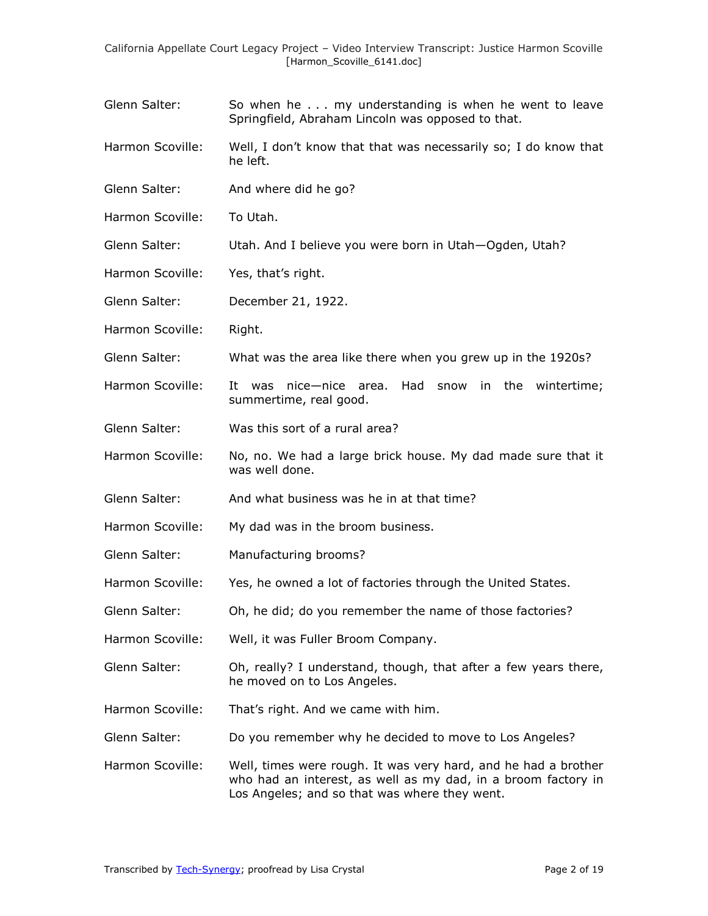Glenn Salter: So when he . . . my understanding is when he went to leave Springfield, Abraham Lincoln was opposed to that.

Harmon Scoville: Well, I don't know that that was necessarily so; I do know that he left.

Glenn Salter: And where did he go?

Harmon Scoville: To Utah.

Glenn Salter: Utah. And I believe you were born in Utah—Ogden, Utah?

Harmon Scoville: Yes, that's right.

Glenn Salter: December 21, 1922.

Harmon Scoville: Right.

Glenn Salter: What was the area like there when you grew up in the 1920s?

Harmon Scoville: It was nice—nice area. Had snow in the wintertime; summertime, real good.

Glenn Salter: Was this sort of a rural area?

Harmon Scoville: No, no. We had a large brick house. My dad made sure that it was well done.

Glenn Salter: And what business was he in at that time?

Harmon Scoville: My dad was in the broom business.

Glenn Salter: Manufacturing brooms?

Harmon Scoville: Yes, he owned a lot of factories through the United States.

Glenn Salter: Oh, he did; do you remember the name of those factories?

Harmon Scoville: Well, it was Fuller Broom Company.

Glenn Salter: Oh, really? I understand, though, that after a few years there, he moved on to Los Angeles.

Harmon Scoville: That's right. And we came with him.

Glenn Salter: Do you remember why he decided to move to Los Angeles?

Harmon Scoville: Well, times were rough. It was very hard, and he had a brother who had an interest, as well as my dad, in a broom factory in Los Angeles; and so that was where they went.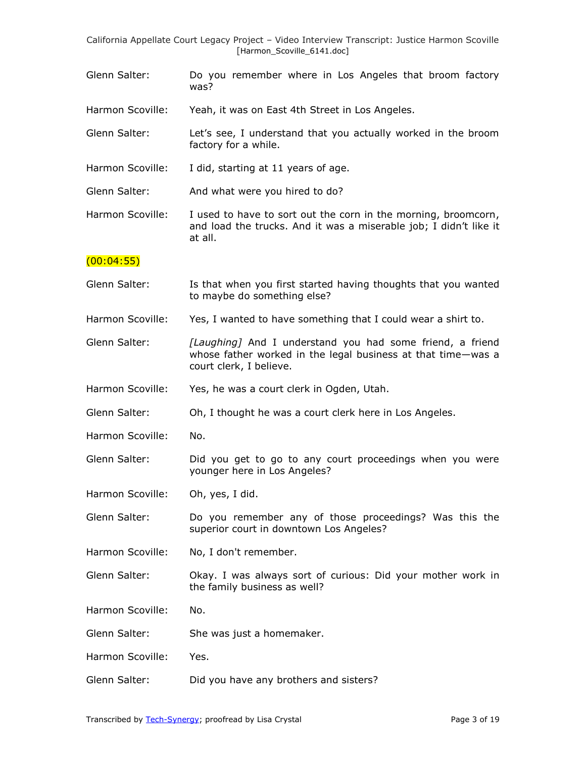Glenn Salter: Do you remember where in Los Angeles that broom factory was?

Harmon Scoville: Yeah, it was on East 4th Street in Los Angeles.

Glenn Salter: Let's see, I understand that you actually worked in the broom factory for a while.

Harmon Scoville: I did, starting at 11 years of age.

Glenn Salter: And what were you hired to do?

Harmon Scoville: I used to have to sort out the corn in the morning, broomcorn, and load the trucks. And it was a miserable job; I didn't like it at all.

(00:04:55)

Glenn Salter: Is that when you first started having thoughts that you wanted to maybe do something else?

Harmon Scoville: Yes, I wanted to have something that I could wear a shirt to.

Glenn Salter: *[Laughing]* And I understand you had some friend, a friend whose father worked in the legal business at that time—was a court clerk, I believe.

Harmon Scoville: Yes, he was a court clerk in Ogden, Utah.

Glenn Salter: Oh, I thought he was a court clerk here in Los Angeles.

Harmon Scoville: No.

Glenn Salter: Did you get to go to any court proceedings when you were younger here in Los Angeles?

Harmon Scoville: Oh, yes, I did.

Glenn Salter: Do you remember any of those proceedings? Was this the superior court in downtown Los Angeles?

Harmon Scoville: No, I don't remember.

Glenn Salter: Okay. I was always sort of curious: Did your mother work in the family business as well?

Harmon Scoville: No.

Glenn Salter: She was just a homemaker.

Harmon Scoville: Yes.

Glenn Salter: Did you have any brothers and sisters?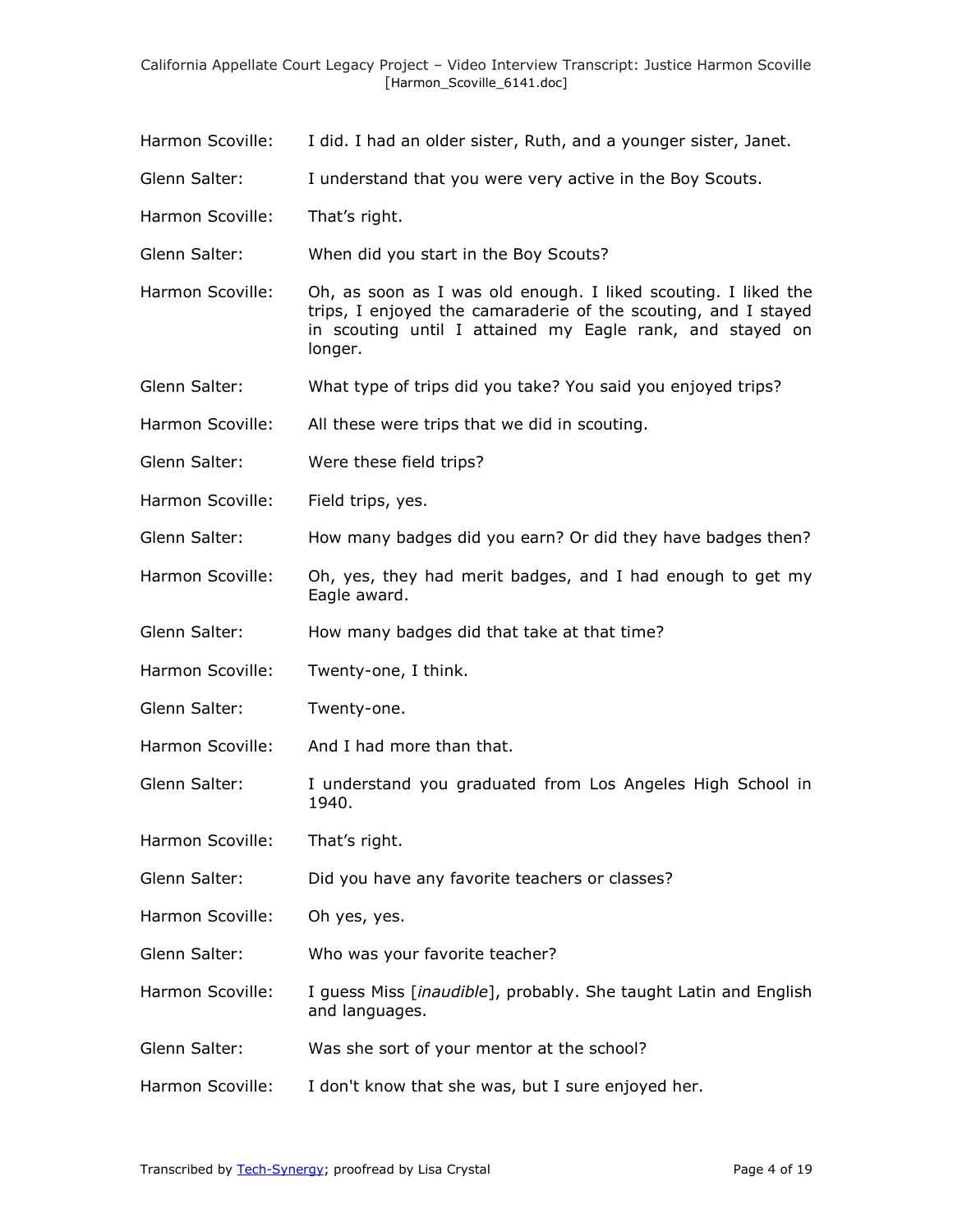Harmon Scoville: I did. I had an older sister, Ruth, and a younger sister, Janet.

Glenn Salter: I understand that you were very active in the Boy Scouts.

Harmon Scoville: That's right.

Glenn Salter: When did you start in the Boy Scouts?

Harmon Scoville: Oh, as soon as I was old enough. I liked scouting. I liked the trips, I enjoyed the camaraderie of the scouting, and I stayed in scouting until I attained my Eagle rank, and stayed on longer.

Glenn Salter: What type of trips did you take? You said you enjoyed trips?

Harmon Scoville: All these were trips that we did in scouting.

Glenn Salter: Were these field trips?

Harmon Scoville: Field trips, yes.

Glenn Salter: How many badges did you earn? Or did they have badges then?

Harmon Scoville: Oh, yes, they had merit badges, and I had enough to get my Eagle award.

Glenn Salter: How many badges did that take at that time?

Harmon Scoville: Twenty-one, I think.

Glenn Salter: Twenty-one.

Harmon Scoville: And I had more than that.

Glenn Salter: I understand you graduated from Los Angeles High School in 1940.

Harmon Scoville: That's right.

Glenn Salter: Did you have any favorite teachers or classes?

Harmon Scoville: Oh yes, yes.

Glenn Salter: Who was your favorite teacher?

Harmon Scoville: I guess Miss [*inaudible*], probably. She taught Latin and English and languages.

Glenn Salter: Was she sort of your mentor at the school?

Harmon Scoville: I don't know that she was, but I sure enjoyed her.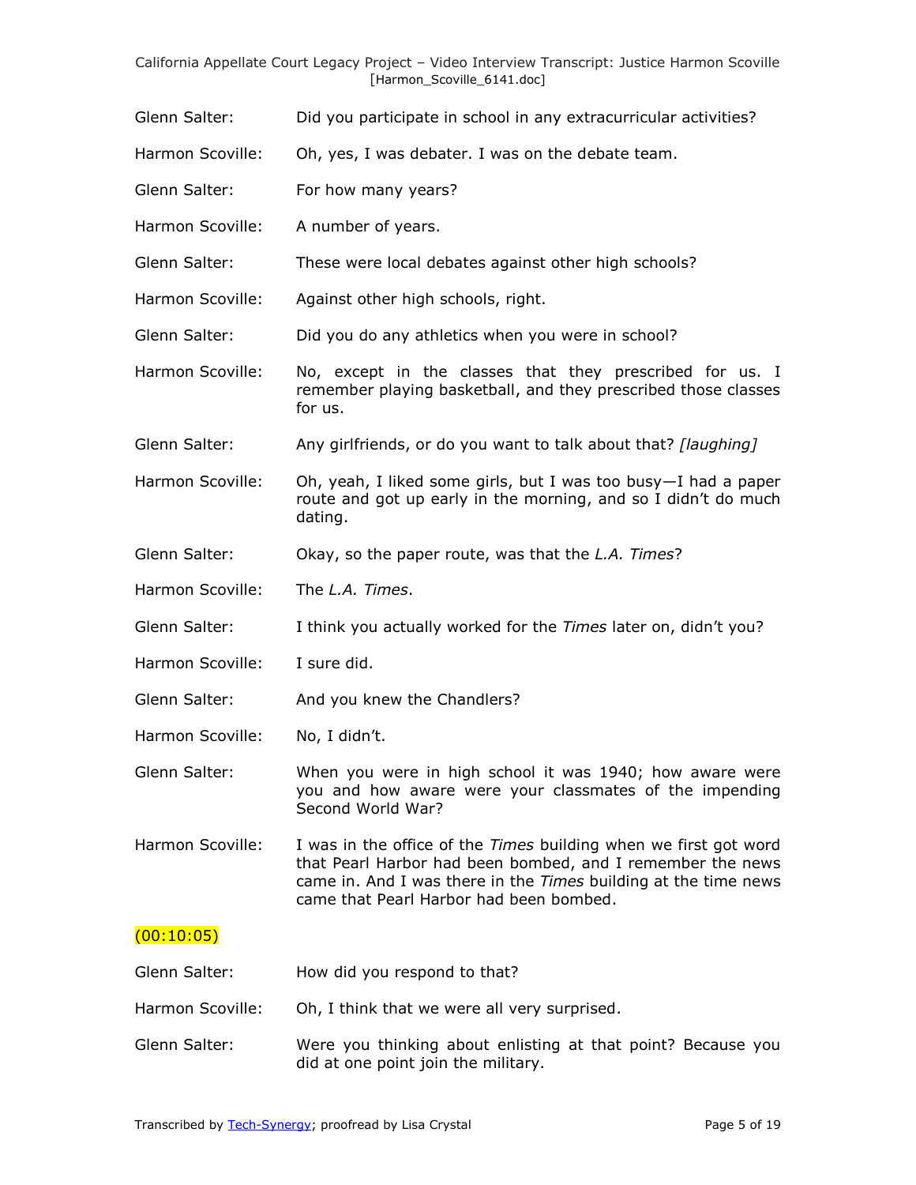Glenn Salter: Did you participate in school in any extracurricular activities?

Harmon Scoville: Oh, yes, I was debater. I was on the debate team.

Glenn Salter: For how many years?

Harmon Scoville: A number of years.

Glenn Salter: These were local debates against other high schools?

Harmon Scoville: Against other high schools, right.

Glenn Salter: Did you do any athletics when you were in school?

Harmon Scoville: No, except in the classes that they prescribed for us. I remember playing basketball, and they prescribed those classes for us.

Glenn Salter: Any girlfriends, or do you want to talk about that? *[laughing]*

Harmon Scoville: Oh, yeah, I liked some girls, but I was too busy—I had a paper route and got up early in the morning, and so I didn't do much dating.

Glenn Salter: Okay, so the paper route, was that the *L.A. Times*?

Harmon Scoville: The *L.A. Times*.

Glenn Salter: I think you actually worked for the *Times* later on, didn't you?

Harmon Scoville: I sure did.

Glenn Salter: And you knew the Chandlers?

Harmon Scoville: No, I didn't.

Glenn Salter: When you were in high school it was 1940; how aware were you and how aware were your classmates of the impending Second World War?

Harmon Scoville: I was in the office of the *Times* building when we first got word that Pearl Harbor had been bombed, and I remember the news came in. And I was there in the *Times* building at the time news came that Pearl Harbor had been bombed.

(00:10:05)

Glenn Salter: How did you respond to that?

Harmon Scoville: Oh, I think that we were all very surprised.

Glenn Salter: Were you thinking about enlisting at that point? Because you did at one point join the military.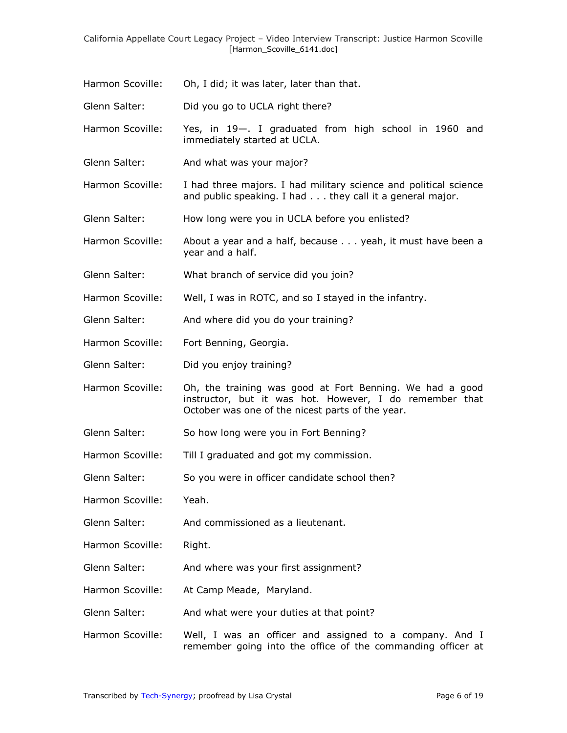Harmon Scoville: Oh, I did; it was later, later than that.

Glenn Salter: Did you go to UCLA right there?

Harmon Scoville: Yes, in 19—. I graduated from high school in 1960 and immediately started at UCLA.

Glenn Salter: And what was your major?

Harmon Scoville: I had three majors. I had military science and political science and public speaking. I had . . . they call it a general major.

Glenn Salter: How long were you in UCLA before you enlisted?

Harmon Scoville: About a year and a half, because . . . yeah, it must have been a year and a half.

Glenn Salter: What branch of service did you join?

Harmon Scoville: Well, I was in ROTC, and so I stayed in the infantry.

Glenn Salter: And where did you do your training?

Harmon Scoville: Fort Benning, Georgia.

Glenn Salter: Did you enjoy training?

Harmon Scoville: Oh, the training was good at Fort Benning. We had a good instructor, but it was hot. However, I do remember that October was one of the nicest parts of the year.

Glenn Salter: So how long were you in Fort Benning?

Harmon Scoville: Till I graduated and got my commission.

Glenn Salter: So you were in officer candidate school then?

Harmon Scoville: Yeah.

Glenn Salter: And commissioned as a lieutenant.

Harmon Scoville: Right.

Glenn Salter: And where was your first assignment?

Harmon Scoville: At Camp Meade, Maryland.

Glenn Salter: And what were your duties at that point?

Harmon Scoville: Well, I was an officer and assigned to a company. And I remember going into the office of the commanding officer at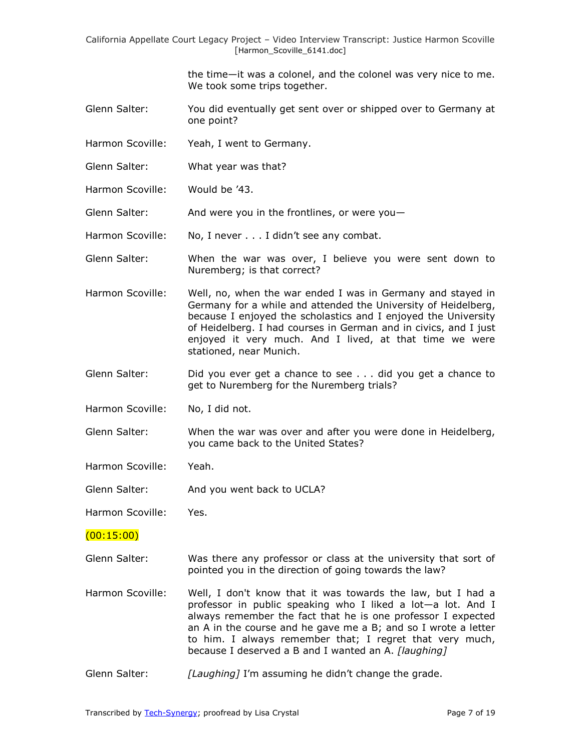the time—it was a colonel, and the colonel was very nice to me. We took some trips together.

Glenn Salter: You did eventually get sent over or shipped over to Germany at one point?

Harmon Scoville: Yeah, I went to Germany.

Glenn Salter: What year was that?

Harmon Scoville: Would be '43.

Glenn Salter: And were you in the frontlines, or were you—

Harmon Scoville: No, I never . . . I didn't see any combat.

Glenn Salter: When the war was over, I believe you were sent down to Nuremberg; is that correct?

Harmon Scoville: Well, no, when the war ended I was in Germany and stayed in Germany for a while and attended the University of Heidelberg, because I enjoyed the scholastics and I enjoyed the University of Heidelberg. I had courses in German and in civics, and I just enjoyed it very much. And I lived, at that time we were stationed, near Munich.

Glenn Salter: Did you ever get a chance to see . . . did you get a chance to get to Nuremberg for the Nuremberg trials?

Harmon Scoville: No, I did not.

Glenn Salter: When the war was over and after you were done in Heidelberg, you came back to the United States?

Harmon Scoville: Yeah.

Glenn Salter: And you went back to UCLA?

Harmon Scoville: Yes.

(00:15:00)

Glenn Salter: Was there any professor or class at the university that sort of pointed you in the direction of going towards the law?

Harmon Scoville: Well, I don't know that it was towards the law, but I had a professor in public speaking who I liked a lot—a lot. And I always remember the fact that he is one professor I expected an A in the course and he gave me a B; and so I wrote a letter to him. I always remember that; I regret that very much, because I deserved a B and I wanted an A. *[laughing]*

Glenn Salter: *[Laughing]* I'm assuming he didn't change the grade.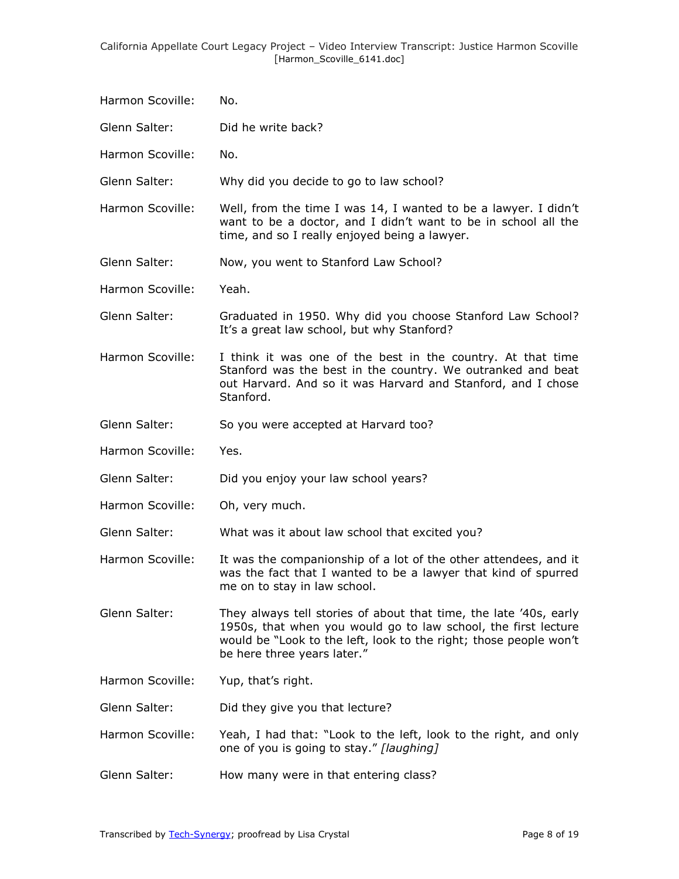Harmon Scoville: No.

Glenn Salter: Did he write back?

Harmon Scoville: No.

Glenn Salter: Why did you decide to go to law school?

Harmon Scoville: Well, from the time I was 14, I wanted to be a lawyer. I didn't want to be a doctor, and I didn't want to be in school all the time, and so I really enjoyed being a lawyer.

Glenn Salter: Now, you went to Stanford Law School?

Harmon Scoville: Yeah.

Glenn Salter: Graduated in 1950. Why did you choose Stanford Law School? It's a great law school, but why Stanford?

Harmon Scoville: I think it was one of the best in the country. At that time Stanford was the best in the country. We outranked and beat out Harvard. And so it was Harvard and Stanford, and I chose Stanford.

Glenn Salter: So you were accepted at Harvard too?

Harmon Scoville: Yes.

Glenn Salter: Did you enjoy your law school years?

Harmon Scoville: Oh, very much.

Glenn Salter: What was it about law school that excited you?

Harmon Scoville: It was the companionship of a lot of the other attendees, and it was the fact that I wanted to be a lawyer that kind of spurred me on to stay in law school.

Glenn Salter: They always tell stories of about that time, the late '40s, early 1950s, that when you would go to law school, the first lecture would be "Look to the left, look to the right; those people won't be here three years later."

Harmon Scoville: Yup, that's right.

Glenn Salter: Did they give you that lecture?

Harmon Scoville: Yeah, I had that: "Look to the left, look to the right, and only one of you is going to stay." *[laughing]*

Glenn Salter: How many were in that entering class?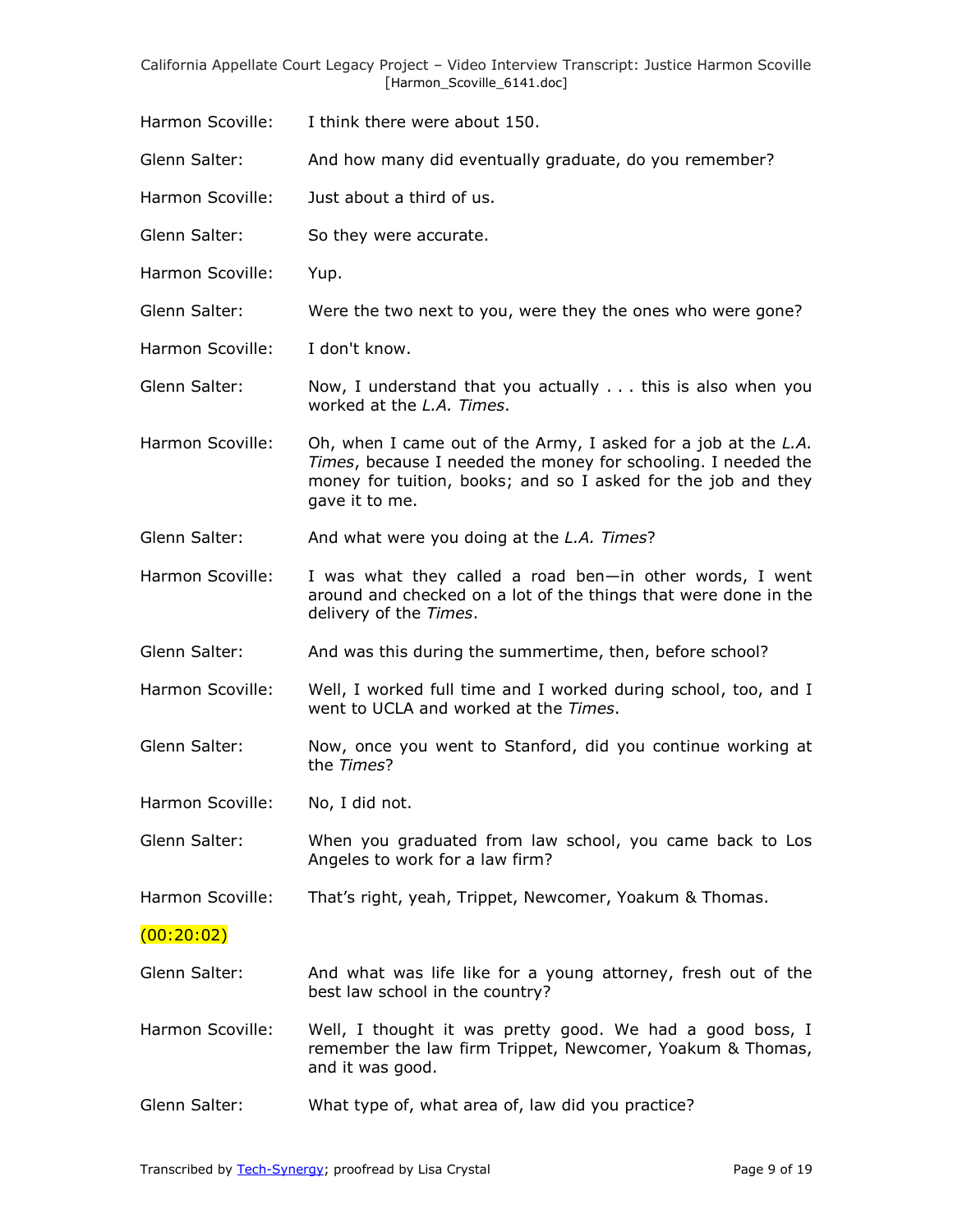Harmon Scoville: I think there were about 150.

Glenn Salter: And how many did eventually graduate, do you remember?

Harmon Scoville: Just about a third of us.

Glenn Salter: So they were accurate.

Harmon Scoville: Yup.

Glenn Salter: Were the two next to you, were they the ones who were gone?

Harmon Scoville: I don't know.

Glenn Salter: Now, I understand that you actually . . . this is also when you worked at the *L.A. Times*.

Harmon Scoville: Oh, when I came out of the Army, I asked for a job at the *L.A. Times*, because I needed the money for schooling. I needed the money for tuition, books; and so I asked for the job and they gave it to me.

Glenn Salter: And what were you doing at the *L.A. Times*?

Harmon Scoville: I was what they called a road ben—in other words, I went around and checked on a lot of the things that were done in the delivery of the *Times*.

Glenn Salter: And was this during the summertime, then, before school?

Harmon Scoville: Well, I worked full time and I worked during school, too, and I went to UCLA and worked at the *Times*.

Glenn Salter: Now, once you went to Stanford, did you continue working at the *Times*?

Harmon Scoville: No, I did not.

Glenn Salter: When you graduated from law school, you came back to Los Angeles to work for a law firm?

Harmon Scoville: That's right, yeah, Trippet, Newcomer, Yoakum & Thomas.

(00:20:02)

Glenn Salter: And what was life like for a young attorney, fresh out of the best law school in the country?

Harmon Scoville: Well, I thought it was pretty good. We had a good boss, I remember the law firm Trippet, Newcomer, Yoakum & Thomas, and it was good.

Glenn Salter: What type of, what area of, law did you practice?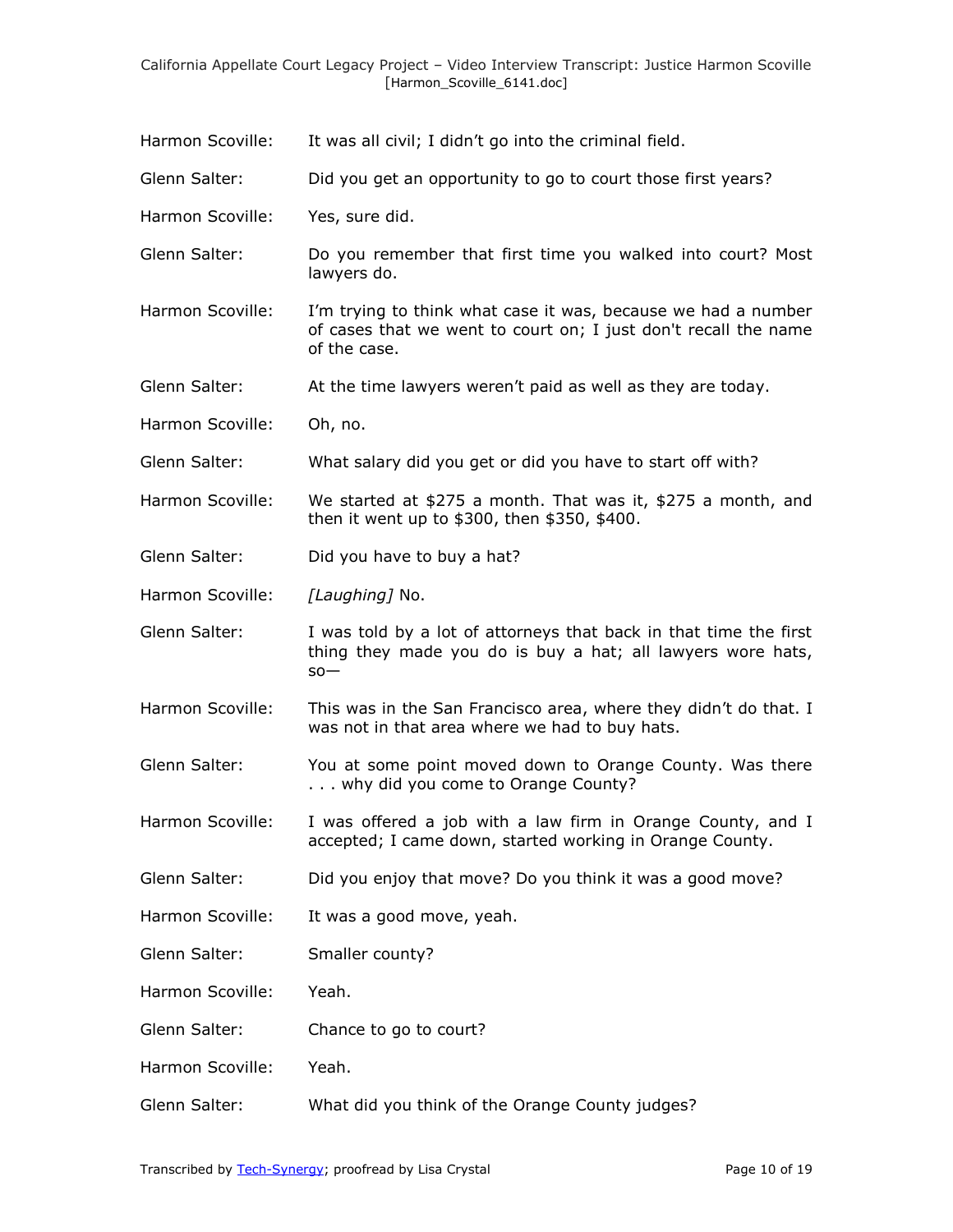Harmon Scoville: It was all civil; I didn't go into the criminal field.

Glenn Salter: Did you get an opportunity to go to court those first years?

Harmon Scoville: Yes, sure did.

Glenn Salter: Do you remember that first time you walked into court? Most lawyers do.

Harmon Scoville: I'm trying to think what case it was, because we had a number of cases that we went to court on; I just don't recall the name of the case.

Glenn Salter: At the time lawyers weren't paid as well as they are today.

Harmon Scoville: Oh, no.

Glenn Salter: What salary did you get or did you have to start off with?

Harmon Scoville: We started at $275 a month. That was it, $275 a month, and then it went up to $300, then $350, $400.

Glenn Salter: Did you have to buy a hat?

Harmon Scoville: *[Laughing]* No.

Glenn Salter: I was told by a lot of attorneys that back in that time the first thing they made you do is buy a hat; all lawyers wore hats, so—

Harmon Scoville: This was in the San Francisco area, where they didn't do that. I was not in that area where we had to buy hats.

Glenn Salter: You at some point moved down to Orange County. Was there . . . why did you come to Orange County?

Harmon Scoville: I was offered a job with a law firm in Orange County, and I accepted; I came down, started working in Orange County.

Glenn Salter: Did you enjoy that move? Do you think it was a good move?

Harmon Scoville: It was a good move, yeah.

Glenn Salter: Smaller county?

Harmon Scoville: Yeah.

Glenn Salter: Chance to go to court?

Harmon Scoville: Yeah.

Glenn Salter: What did you think of the Orange County judges?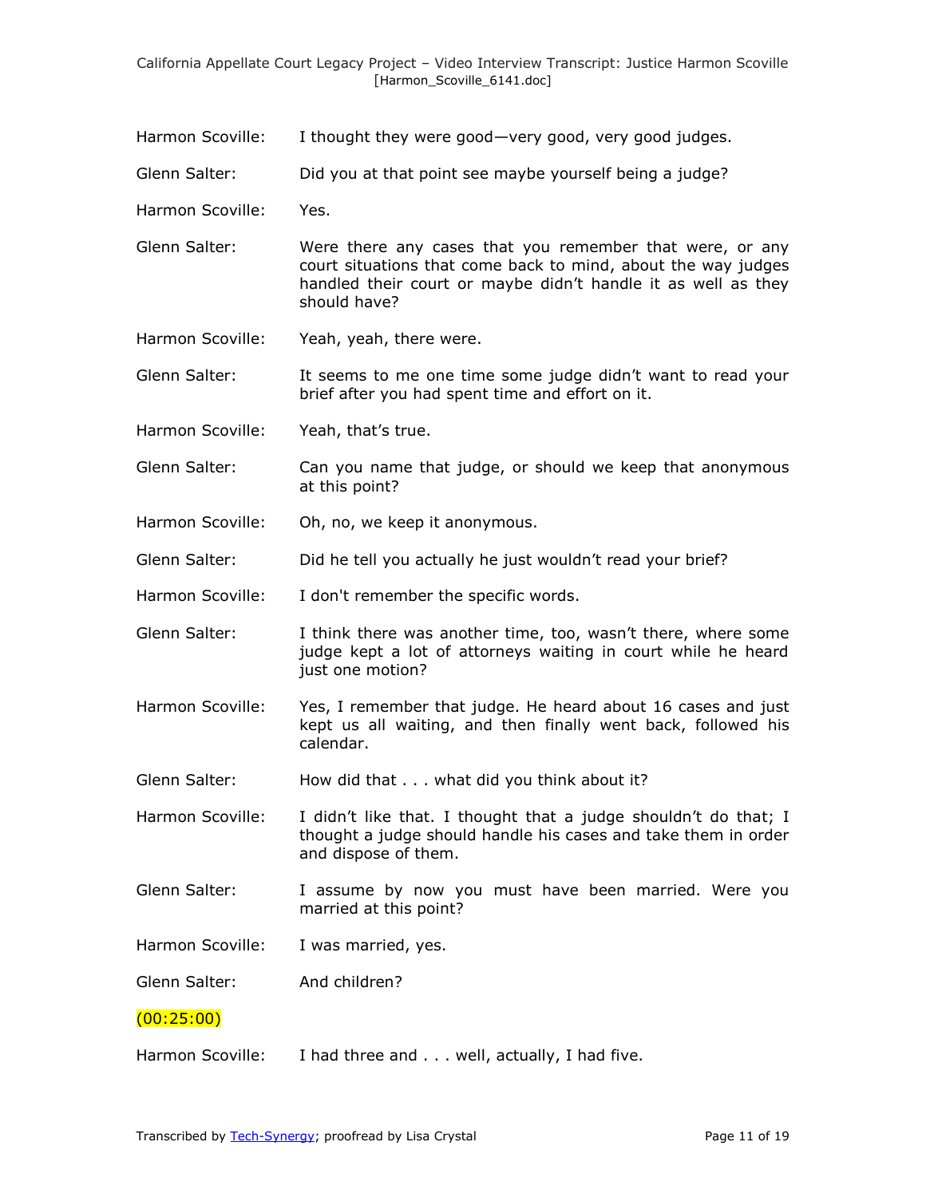Harmon Scoville: I thought they were good—very good, very good judges.

Glenn Salter: Did you at that point see maybe yourself being a judge?

Harmon Scoville: Yes.

Glenn Salter: Were there any cases that you remember that were, or any court situations that come back to mind, about the way judges handled their court or maybe didn't handle it as well as they should have?

Harmon Scoville: Yeah, yeah, there were.

Glenn Salter: It seems to me one time some judge didn't want to read your brief after you had spent time and effort on it.

Harmon Scoville: Yeah, that's true.

Glenn Salter: Can you name that judge, or should we keep that anonymous at this point?

Harmon Scoville: Oh, no, we keep it anonymous.

Glenn Salter: Did he tell you actually he just wouldn't read your brief?

Harmon Scoville: I don't remember the specific words.

Glenn Salter: I think there was another time, too, wasn't there, where some judge kept a lot of attorneys waiting in court while he heard just one motion?

Harmon Scoville: Yes, I remember that judge. He heard about 16 cases and just kept us all waiting, and then finally went back, followed his calendar.

Glenn Salter: How did that . . . what did you think about it?

Harmon Scoville: I didn't like that. I thought that a judge shouldn't do that; I thought a judge should handle his cases and take them in order and dispose of them.

Glenn Salter: I assume by now you must have been married. Were you married at this point?

Harmon Scoville: I was married, yes.

Glenn Salter: And children?

(00:25:00)

Harmon Scoville: I had three and . . . well, actually, I had five.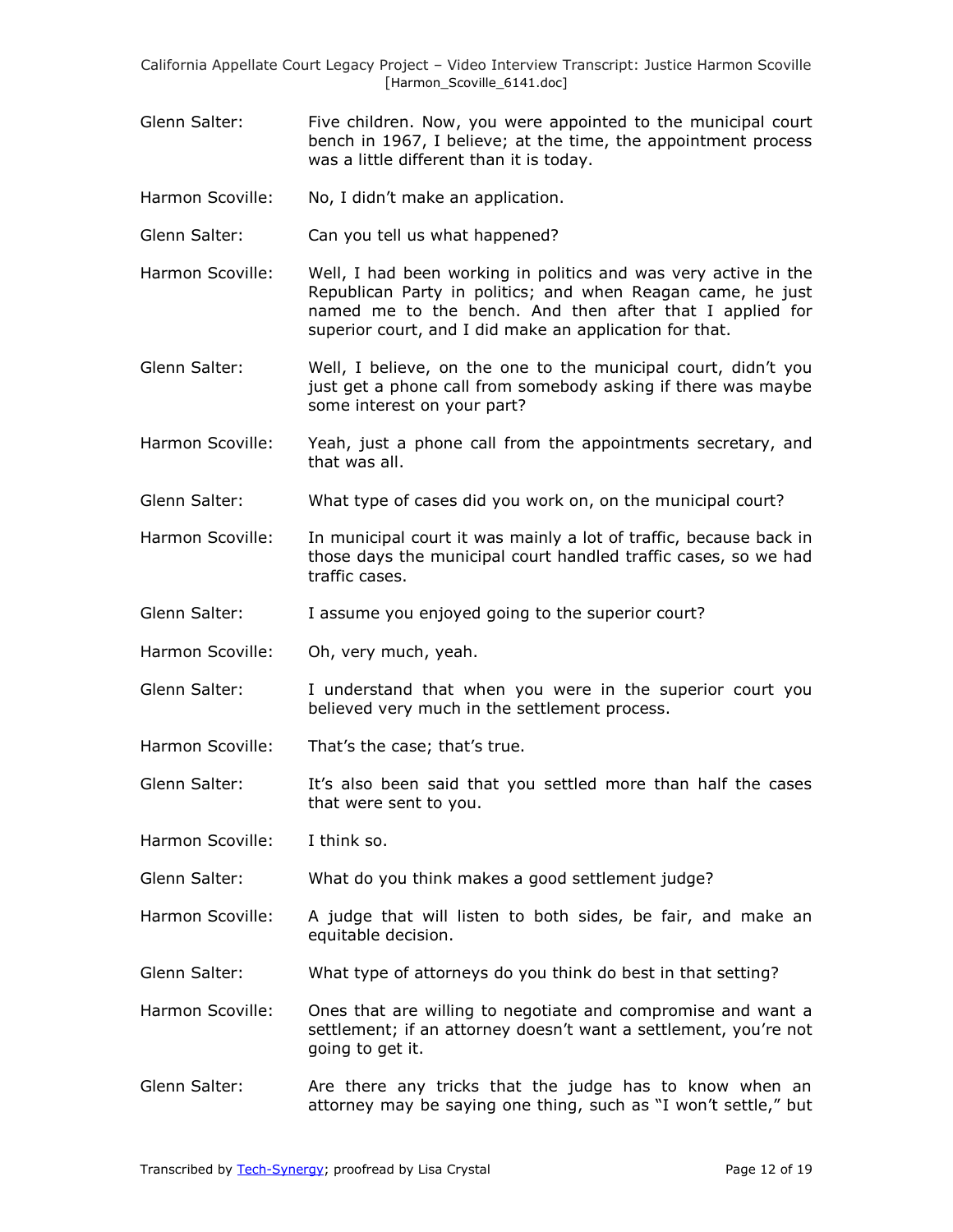Glenn Salter: Five children. Now, you were appointed to the municipal court bench in 1967, I believe; at the time, the appointment process was a little different than it is today.

Harmon Scoville: No, I didn't make an application.

Glenn Salter: Can you tell us what happened?

Harmon Scoville: Well, I had been working in politics and was very active in the Republican Party in politics; and when Reagan came, he just named me to the bench. And then after that I applied for superior court, and I did make an application for that.

Glenn Salter: Well, I believe, on the one to the municipal court, didn't you just get a phone call from somebody asking if there was maybe some interest on your part?

Harmon Scoville: Yeah, just a phone call from the appointments secretary, and that was all.

Glenn Salter: What type of cases did you work on, on the municipal court?

Harmon Scoville: In municipal court it was mainly a lot of traffic, because back in those days the municipal court handled traffic cases, so we had traffic cases.

Glenn Salter: I assume you enjoyed going to the superior court?

Harmon Scoville: Oh, very much, yeah.

Glenn Salter: I understand that when you were in the superior court you believed very much in the settlement process.

Harmon Scoville: That's the case; that's true.

Glenn Salter: It's also been said that you settled more than half the cases that were sent to you.

Harmon Scoville: I think so.

Glenn Salter: What do you think makes a good settlement judge?

Harmon Scoville: A judge that will listen to both sides, be fair, and make an equitable decision.

Glenn Salter: What type of attorneys do you think do best in that setting?

Harmon Scoville: Ones that are willing to negotiate and compromise and want a settlement; if an attorney doesn't want a settlement, you're not going to get it.

Glenn Salter: Are there any tricks that the judge has to know when an attorney may be saying one thing, such as "I won't settle," but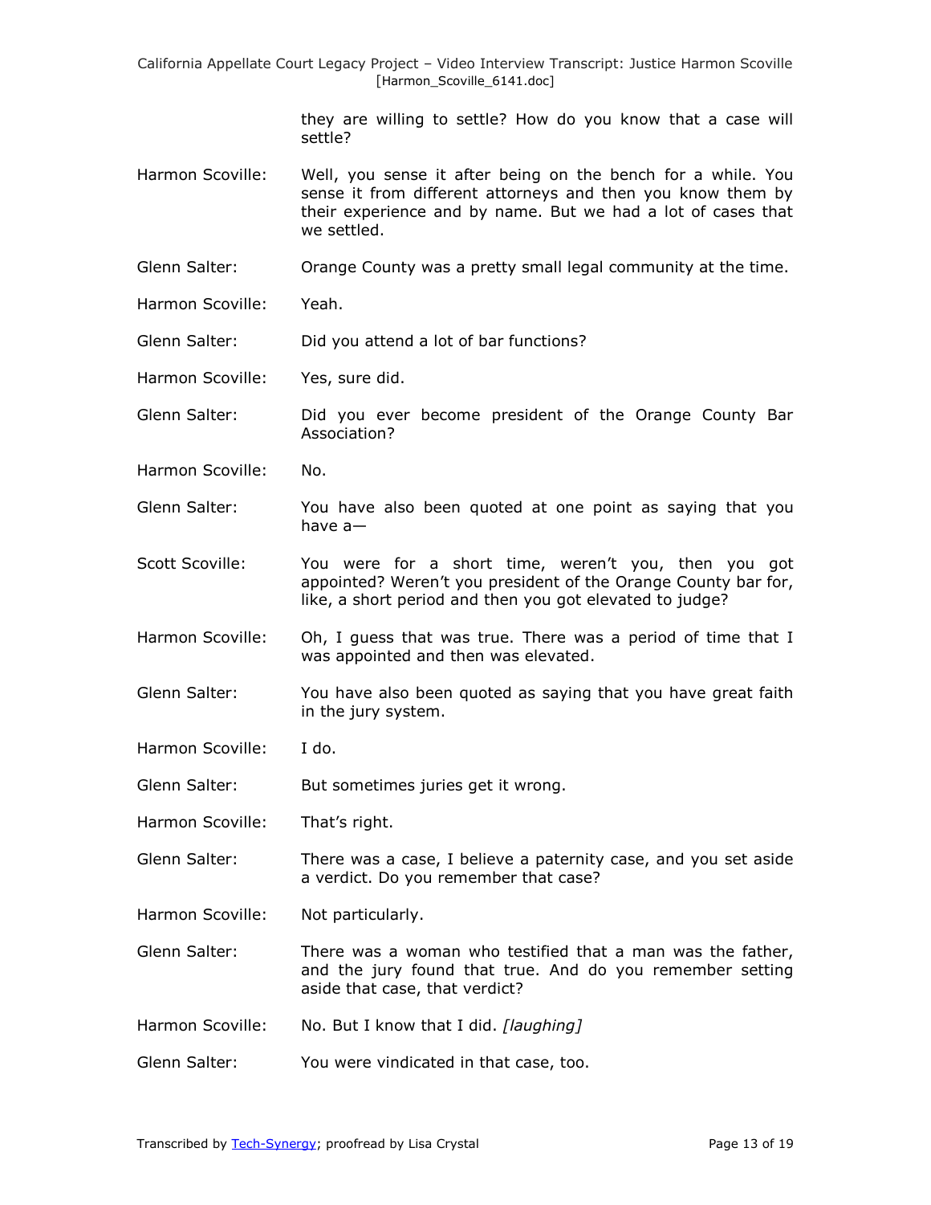they are willing to settle? How do you know that a case will settle?

Harmon Scoville: Well, you sense it after being on the bench for a while. You sense it from different attorneys and then you know them by their experience and by name. But we had a lot of cases that we settled.

Glenn Salter: Orange County was a pretty small legal community at the time.

Harmon Scoville: Yeah.

Glenn Salter: Did you attend a lot of bar functions?

Harmon Scoville: Yes, sure did.

Glenn Salter: Did you ever become president of the Orange County Bar Association?

Harmon Scoville: No.

Glenn Salter: You have also been quoted at one point as saying that you have a—

Scott Scoville: You were for a short time, weren't you, then you got appointed? Weren't you president of the Orange County bar for, like, a short period and then you got elevated to judge?

Harmon Scoville: Oh, I guess that was true. There was a period of time that I was appointed and then was elevated.

Glenn Salter: You have also been quoted as saying that you have great faith in the jury system.

Harmon Scoville: I do.

Glenn Salter: But sometimes juries get it wrong.

Harmon Scoville: That's right.

Glenn Salter: There was a case, I believe a paternity case, and you set aside a verdict. Do you remember that case?

Harmon Scoville: Not particularly.

Glenn Salter: There was a woman who testified that a man was the father, and the jury found that true. And do you remember setting aside that case, that verdict?

Harmon Scoville: No. But I know that I did. *[laughing]*

Glenn Salter: You were vindicated in that case, too.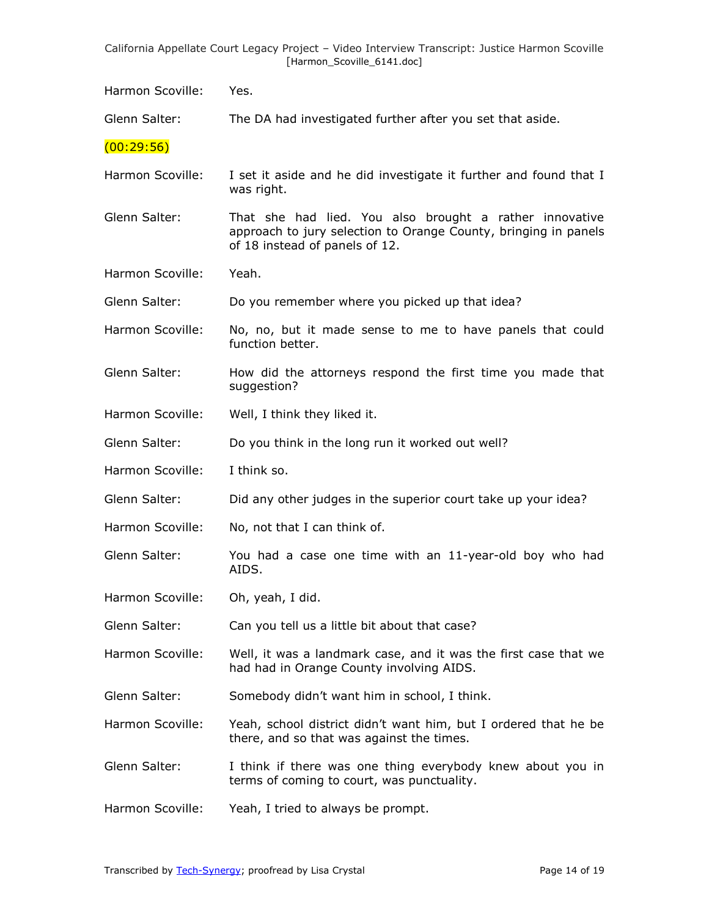Harmon Scoville: Yes.

Glenn Salter: The DA had investigated further after you set that aside.

(00:29:56)

Harmon Scoville: I set it aside and he did investigate it further and found that I was right.

Glenn Salter: That she had lied. You also brought a rather innovative approach to jury selection to Orange County, bringing in panels of 18 instead of panels of 12.

Harmon Scoville: Yeah.

Glenn Salter: Do you remember where you picked up that idea?

Harmon Scoville: No, no, but it made sense to me to have panels that could function better.

Glenn Salter: How did the attorneys respond the first time you made that suggestion?

Harmon Scoville: Well, I think they liked it.

Glenn Salter: Do you think in the long run it worked out well?

Harmon Scoville: I think so.

Glenn Salter: Did any other judges in the superior court take up your idea?

Harmon Scoville: No, not that I can think of.

Glenn Salter: You had a case one time with an 11-year-old boy who had AIDS.

Harmon Scoville: Oh, yeah, I did.

Glenn Salter: Can you tell us a little bit about that case?

Harmon Scoville: Well, it was a landmark case, and it was the first case that we had had in Orange County involving AIDS.

Glenn Salter: Somebody didn't want him in school, I think.

Harmon Scoville: Yeah, school district didn't want him, but I ordered that he be there, and so that was against the times.

Glenn Salter: I think if there was one thing everybody knew about you in terms of coming to court, was punctuality.

Harmon Scoville: Yeah, I tried to always be prompt.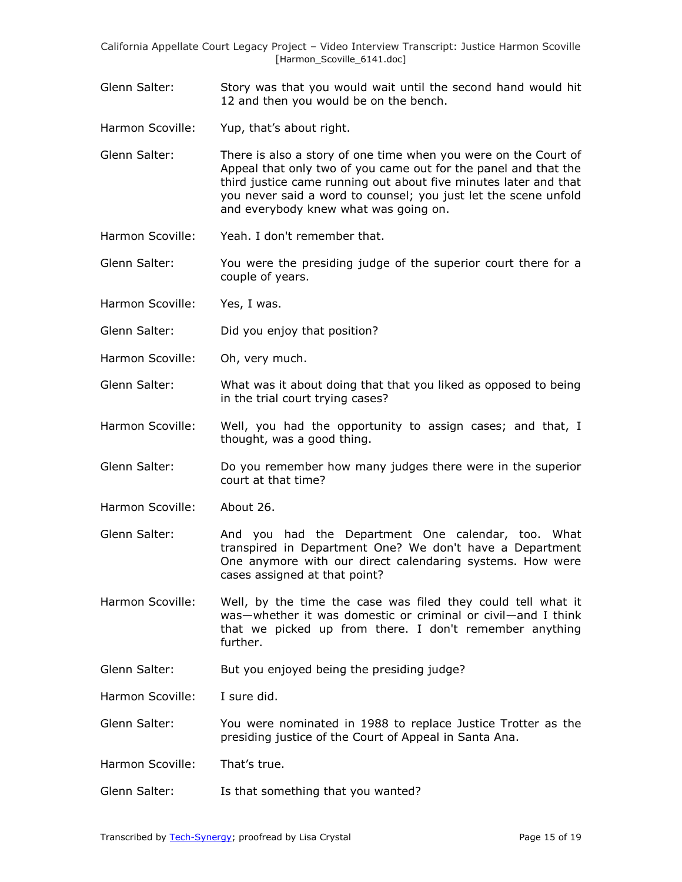Glenn Salter: Story was that you would wait until the second hand would hit 12 and then you would be on the bench.

Harmon Scoville: Yup, that's about right.

Glenn Salter: There is also a story of one time when you were on the Court of Appeal that only two of you came out for the panel and that the third justice came running out about five minutes later and that you never said a word to counsel; you just let the scene unfold and everybody knew what was going on.

Harmon Scoville: Yeah. I don't remember that.

Glenn Salter: You were the presiding judge of the superior court there for a couple of years.

Harmon Scoville: Yes, I was.

Glenn Salter: Did you enjoy that position?

Harmon Scoville: Oh, very much.

Glenn Salter: What was it about doing that that you liked as opposed to being in the trial court trying cases?

Harmon Scoville: Well, you had the opportunity to assign cases; and that, I thought, was a good thing.

Glenn Salter: Do you remember how many judges there were in the superior court at that time?

Harmon Scoville: About 26.

Glenn Salter: And you had the Department One calendar, too. What transpired in Department One? We don't have a Department One anymore with our direct calendaring systems. How were cases assigned at that point?

Harmon Scoville: Well, by the time the case was filed they could tell what it was—whether it was domestic or criminal or civil—and I think that we picked up from there. I don't remember anything further.

Glenn Salter: But you enjoyed being the presiding judge?

Harmon Scoville: I sure did.

Glenn Salter: You were nominated in 1988 to replace Justice Trotter as the presiding justice of the Court of Appeal in Santa Ana.

Harmon Scoville: That's true.

Glenn Salter: Is that something that you wanted?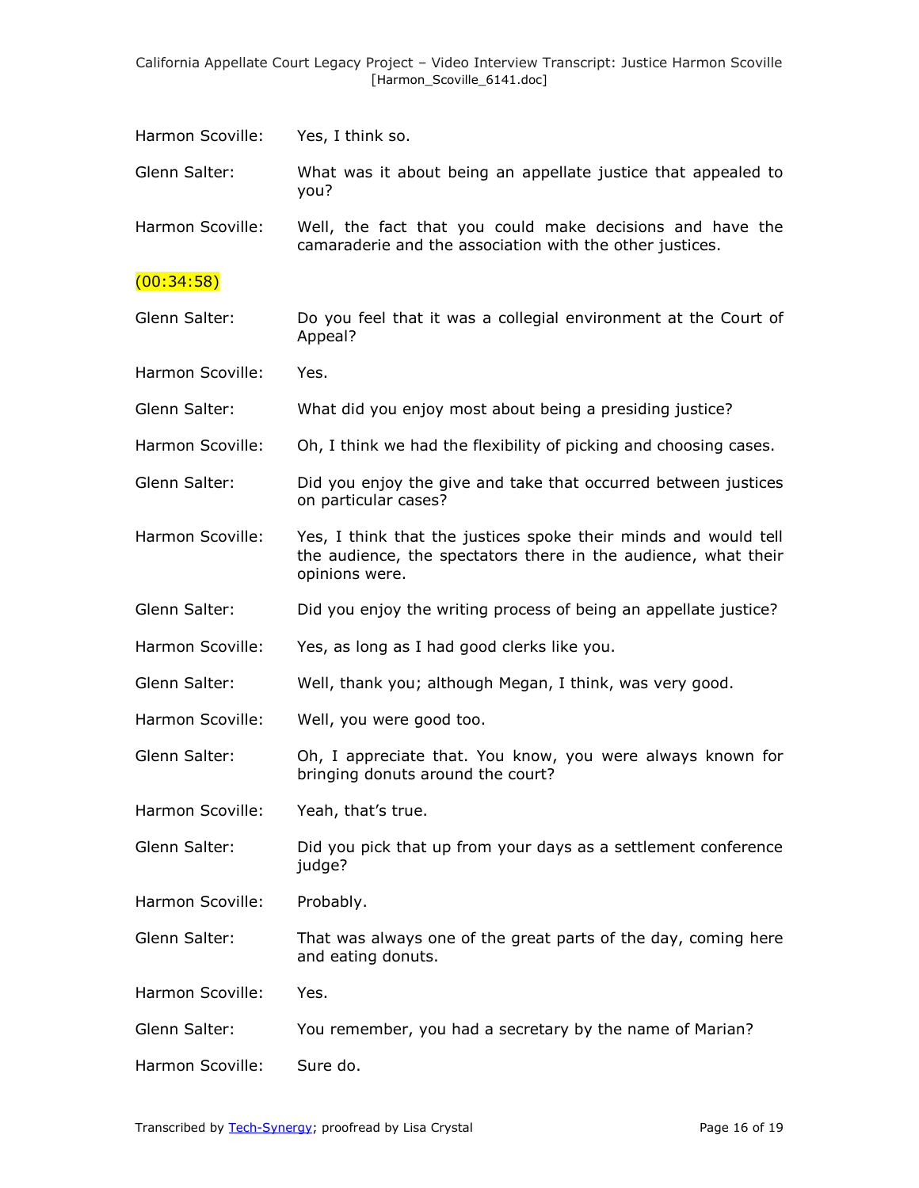Harmon Scoville: Yes, I think so.

Glenn Salter: What was it about being an appellate justice that appealed to you?

Harmon Scoville: Well, the fact that you could make decisions and have the camaraderie and the association with the other justices.

(00:34:58)

Glenn Salter: Do you feel that it was a collegial environment at the Court of Appeal?

Harmon Scoville: Yes.

Glenn Salter: What did you enjoy most about being a presiding justice?

Harmon Scoville: Oh, I think we had the flexibility of picking and choosing cases.

Glenn Salter: Did you enjoy the give and take that occurred between justices on particular cases?

Harmon Scoville: Yes, I think that the justices spoke their minds and would tell the audience, the spectators there in the audience, what their opinions were.

Glenn Salter: Did you enjoy the writing process of being an appellate justice?

Harmon Scoville: Yes, as long as I had good clerks like you.

Glenn Salter: Well, thank you; although Megan, I think, was very good.

Harmon Scoville: Well, you were good too.

Glenn Salter: Oh, I appreciate that. You know, you were always known for bringing donuts around the court?

Harmon Scoville: Yeah, that's true.

Glenn Salter: Did you pick that up from your days as a settlement conference judge?

Harmon Scoville: Probably.

Glenn Salter: That was always one of the great parts of the day, coming here and eating donuts.

Harmon Scoville: Yes.

Glenn Salter: You remember, you had a secretary by the name of Marian?

Harmon Scoville: Sure do.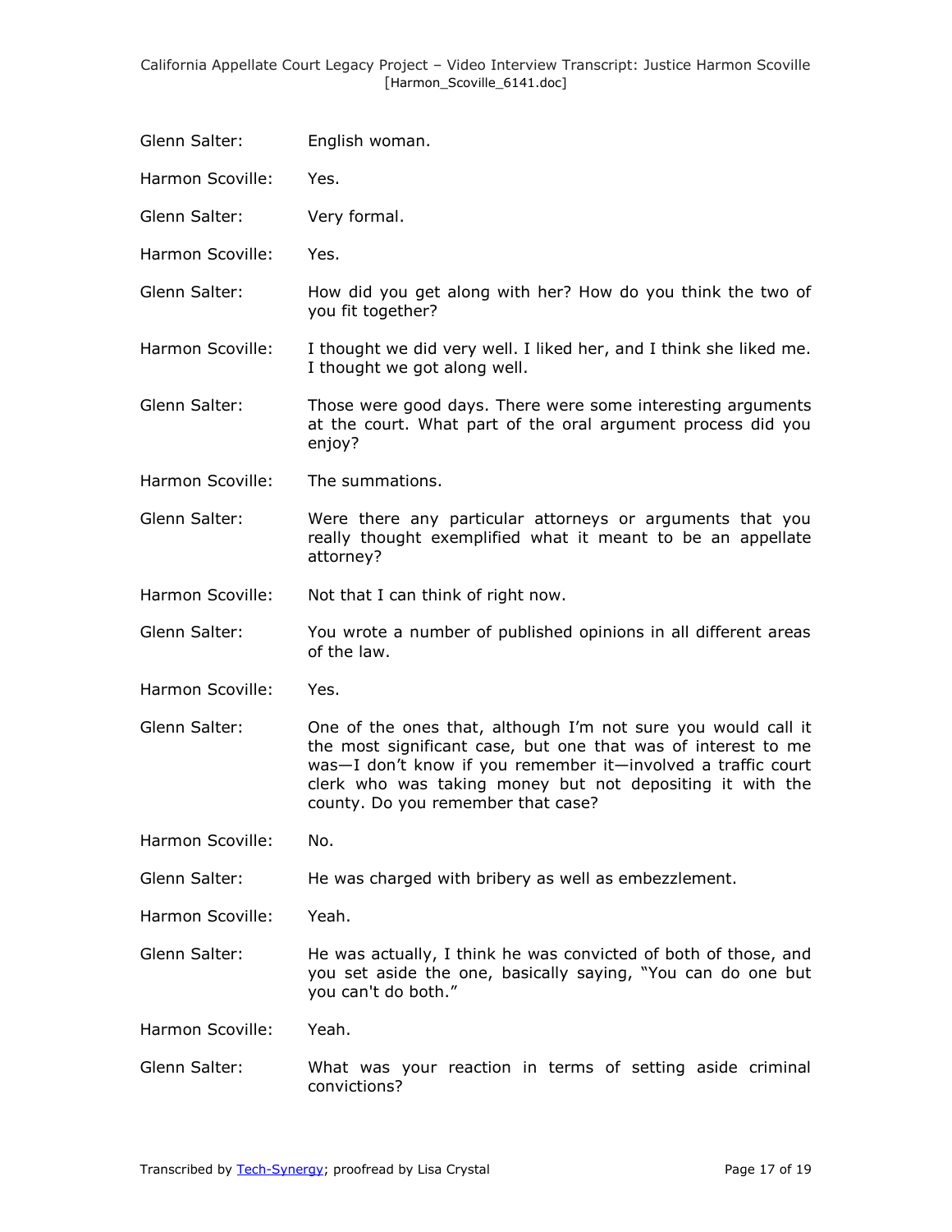Glenn Salter: English woman.

Harmon Scoville: Yes.

Glenn Salter: Very formal.

Harmon Scoville: Yes.

Glenn Salter: How did you get along with her? How do you think the two of you fit together?

Harmon Scoville: I thought we did very well. I liked her, and I think she liked me. I thought we got along well.

Glenn Salter: Those were good days. There were some interesting arguments at the court. What part of the oral argument process did you enjoy?

Harmon Scoville: The summations.

Glenn Salter: Were there any particular attorneys or arguments that you really thought exemplified what it meant to be an appellate attorney?

Harmon Scoville: Not that I can think of right now.

Glenn Salter: You wrote a number of published opinions in all different areas of the law.

Harmon Scoville: Yes.

Glenn Salter: One of the ones that, although I'm not sure you would call it the most significant case, but one that was of interest to me was—I don't know if you remember it—involved a traffic court clerk who was taking money but not depositing it with the county. Do you remember that case?

Harmon Scoville: No.

Glenn Salter: He was charged with bribery as well as embezzlement.

Harmon Scoville: Yeah.

Glenn Salter: He was actually, I think he was convicted of both of those, and you set aside the one, basically saying, "You can do one but you can't do both."

Harmon Scoville: Yeah.

Glenn Salter: What was your reaction in terms of setting aside criminal convictions?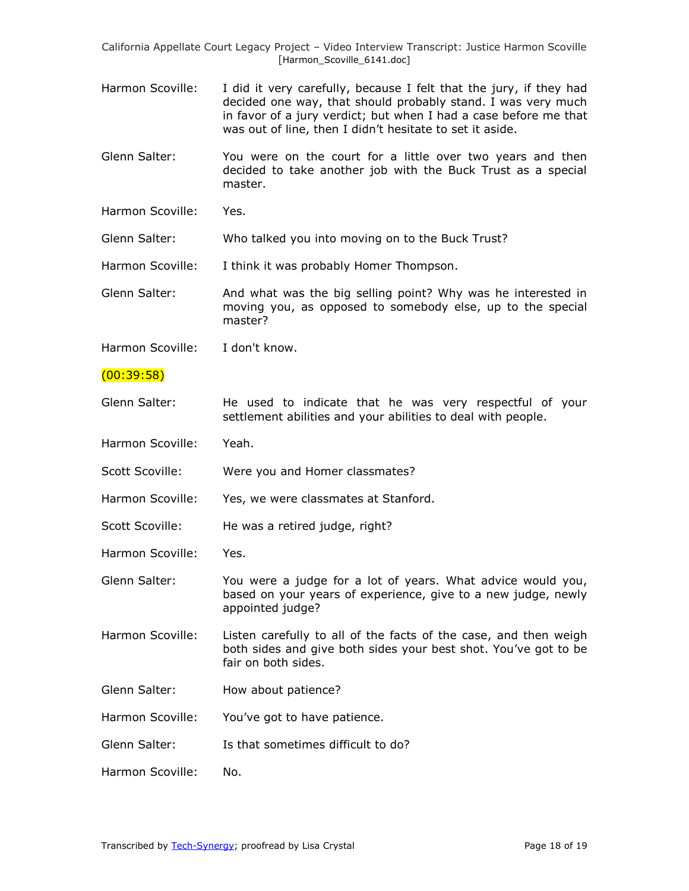Harmon Scoville: I did it very carefully, because I felt that the jury, if they had decided one way, that should probably stand. I was very much in favor of a jury verdict; but when I had a case before me that was out of line, then I didn't hesitate to set it aside.

Glenn Salter: You were on the court for a little over two years and then decided to take another job with the Buck Trust as a special master.

Harmon Scoville: Yes.

Glenn Salter: Who talked you into moving on to the Buck Trust?

Harmon Scoville: I think it was probably Homer Thompson.

Glenn Salter: And what was the big selling point? Why was he interested in moving you, as opposed to somebody else, up to the special master?

Harmon Scoville: I don't know.

(00:39:58)

Glenn Salter: He used to indicate that he was very respectful of your settlement abilities and your abilities to deal with people.

Harmon Scoville: Yeah.

Scott Scoville: Were you and Homer classmates?

Harmon Scoville: Yes, we were classmates at Stanford.

Scott Scoville: He was a retired judge, right?

Harmon Scoville: Yes.

Glenn Salter: You were a judge for a lot of years. What advice would you, based on your years of experience, give to a new judge, newly appointed judge?

Harmon Scoville: Listen carefully to all of the facts of the case, and then weigh both sides and give both sides your best shot. You've got to be fair on both sides.

Glenn Salter: How about patience?

Harmon Scoville: You've got to have patience.

Glenn Salter: Is that sometimes difficult to do?

Harmon Scoville: No.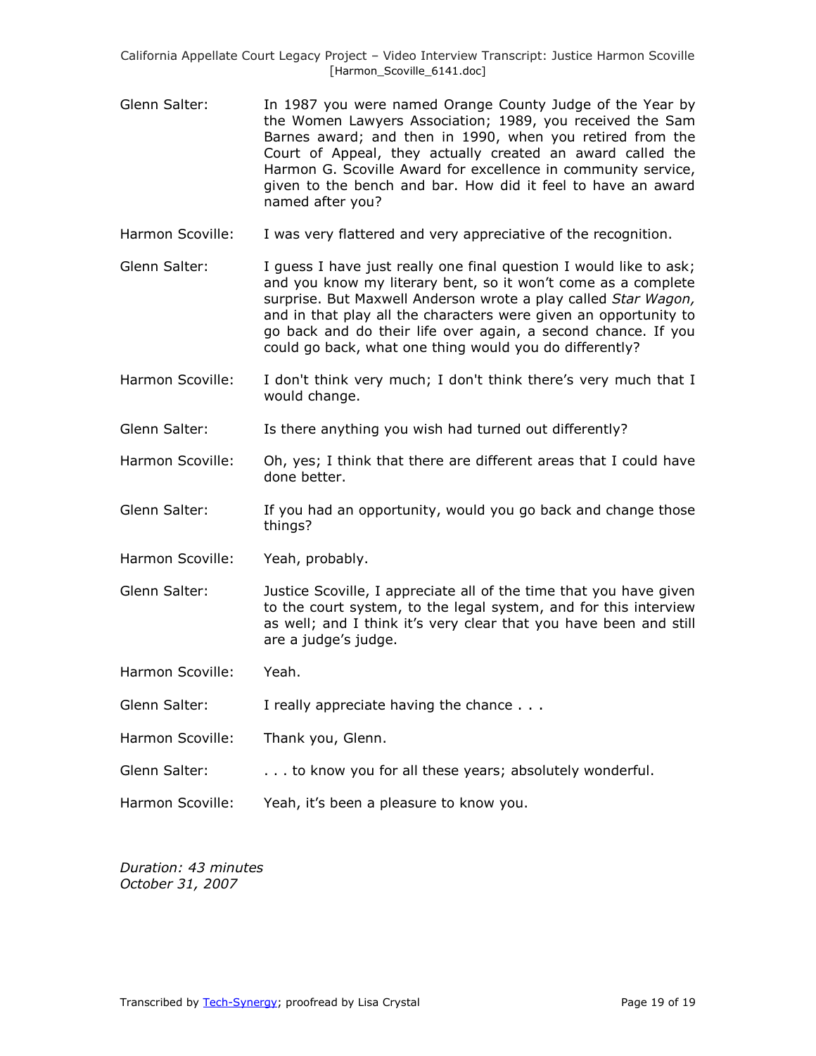Glenn Salter: In 1987 you were named Orange County Judge of the Year by the Women Lawyers Association; 1989, you received the Sam Barnes award; and then in 1990, when you retired from the Court of Appeal, they actually created an award called the Harmon G. Scoville Award for excellence in community service, given to the bench and bar. How did it feel to have an award named after you?

Harmon Scoville: I was very flattered and very appreciative of the recognition.

Glenn Salter: I guess I have just really one final question I would like to ask; and you know my literary bent, so it won't come as a complete surprise. But Maxwell Anderson wrote a play called *Star Wagon,* and in that play all the characters were given an opportunity to go back and do their life over again, a second chance. If you could go back, what one thing would you do differently?

Harmon Scoville: I don't think very much; I don't think there's very much that I would change.

Glenn Salter: Is there anything you wish had turned out differently?

Harmon Scoville: Oh, yes; I think that there are different areas that I could have done better.

Glenn Salter: If you had an opportunity, would you go back and change those things?

Harmon Scoville: Yeah, probably.

Glenn Salter: Justice Scoville, I appreciate all of the time that you have given to the court system, to the legal system, and for this interview as well; and I think it's very clear that you have been and still are a judge's judge.

Harmon Scoville: Yeah.

Glenn Salter: I really appreciate having the chance . . .

Harmon Scoville: Thank you, Glenn.

Glenn Salter: . . . to know you for all these years; absolutely wonderful.

Harmon Scoville: Yeah, it's been a pleasure to know you.

*Duration: 43 minutes*
*October 31, 2007*

Transcribed by Tech-Synergy; proofread by Lisa Crystal